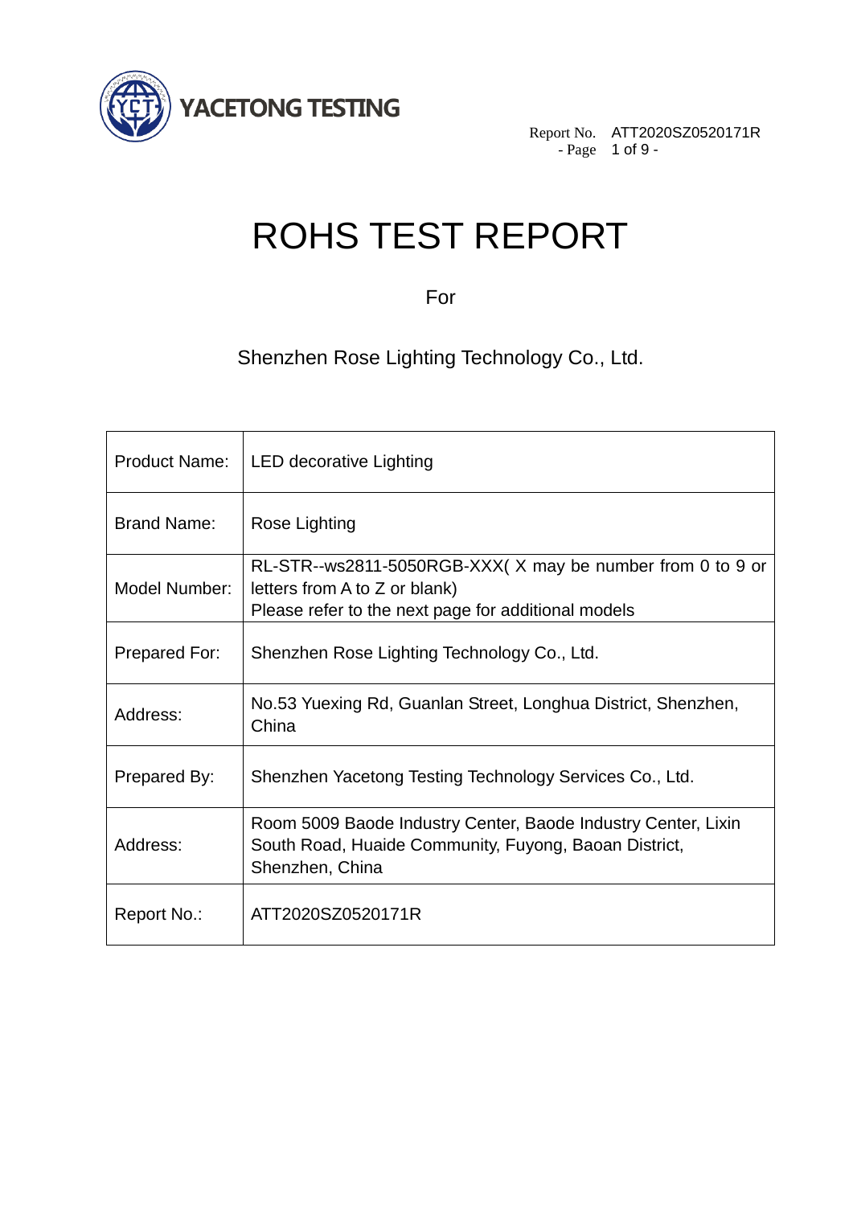YACETONG TESTING

# ROHS TEST REPORT

For

Shenzhen Rose Lighting Technology Co., Ltd.

| | |
|---|---|
| Product Name: | LED decorative Lighting |
| Brand Name: | Rose Lighting |
| Model Number: | RL-STR--ws2811-5050RGB-XXX( X may be number from 0 to 9 or letters from A to Z or blank)<br>Please refer to the next page for additional models |
| Prepared For: | Shenzhen Rose Lighting Technology Co., Ltd. |
| Address: | No.53 Yuexing Rd, Guanlan Street, Longhua District, Shenzhen, China |
| Prepared By: | Shenzhen Yacetong Testing Technology Services Co., Ltd. |
| Address: | Room 5009 Baode Industry Center, Baode Industry Center, Lixin South Road, Huaide Community, Fuyong, Baoan District, Shenzhen, China |
| Report No.: | ATT2020SZ0520171R |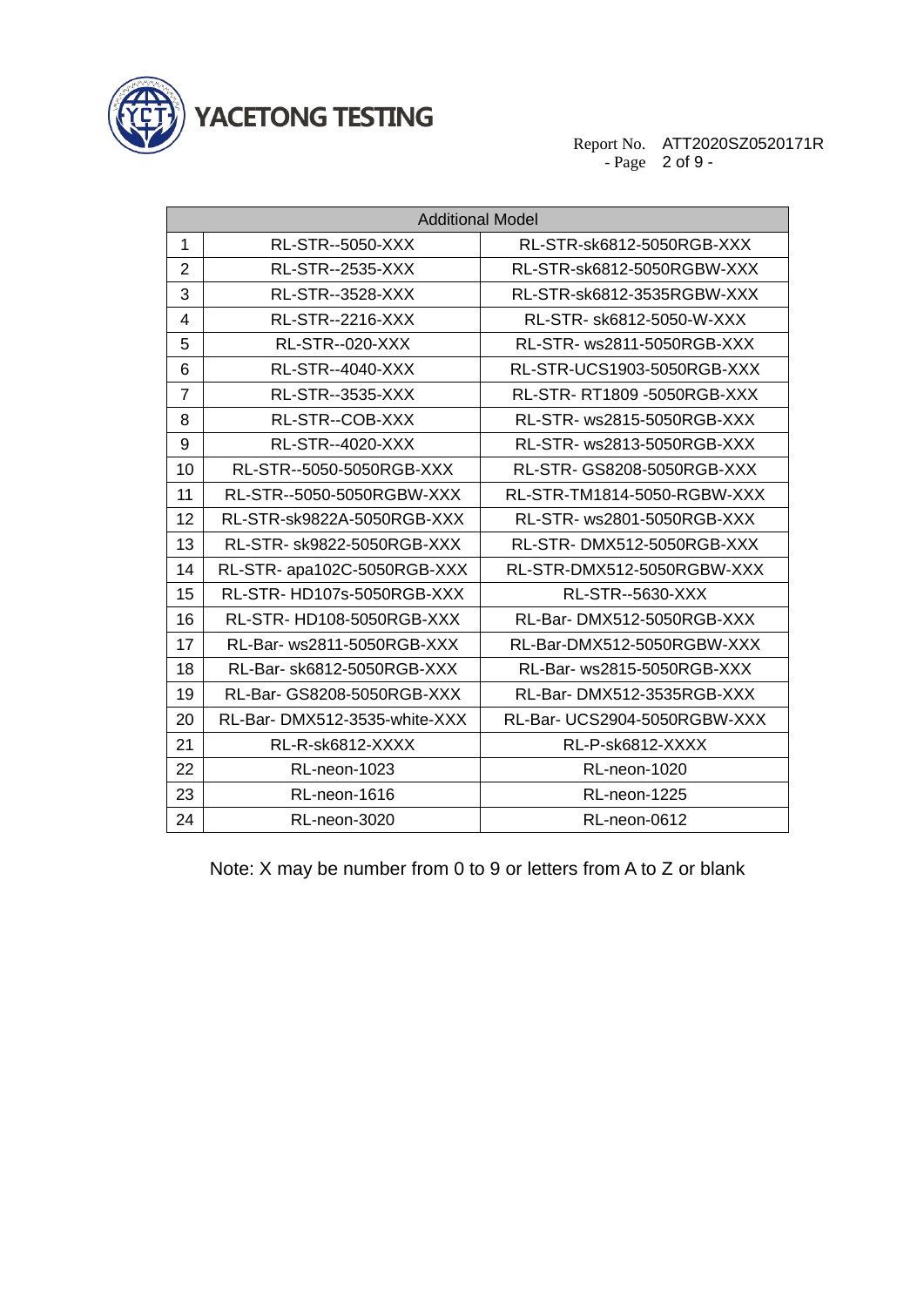| Additional Model | | |
|---|---|---|
| 1 | RL-STR--5050-XXX | RL-STR-sk6812-5050RGB-XXX |
| 2 | RL-STR--2535-XXX | RL-STR-sk6812-5050RGBW-XXX |
| 3 | RL-STR--3528-XXX | RL-STR-sk6812-3535RGBW-XXX |
| 4 | RL-STR--2216-XXX | RL-STR- sk6812-5050-W-XXX |
| 5 | RL-STR--020-XXX | RL-STR- ws2811-5050RGB-XXX |
| 6 | RL-STR--4040-XXX | RL-STR-UCS1903-5050RGB-XXX |
| 7 | RL-STR--3535-XXX | RL-STR- RT1809 -5050RGB-XXX |
| 8 | RL-STR--COB-XXX | RL-STR- ws2815-5050RGB-XXX |
| 9 | RL-STR--4020-XXX | RL-STR- ws2813-5050RGB-XXX |
| 10 | RL-STR--5050-5050RGB-XXX | RL-STR- GS8208-5050RGB-XXX |
| 11 | RL-STR--5050-5050RGBW-XXX | RL-STR-TM1814-5050-RGBW-XXX |
| 12 | RL-STR-sk9822A-5050RGB-XXX | RL-STR- ws2801-5050RGB-XXX |
| 13 | RL-STR- sk9822-5050RGB-XXX | RL-STR- DMX512-5050RGB-XXX |
| 14 | RL-STR- apa102C-5050RGB-XXX | RL-STR-DMX512-5050RGBW-XXX |
| 15 | RL-STR- HD107s-5050RGB-XXX | RL-STR--5630-XXX |
| 16 | RL-STR- HD108-5050RGB-XXX | RL-Bar- DMX512-5050RGB-XXX |
| 17 | RL-Bar- ws2811-5050RGB-XXX | RL-Bar-DMX512-5050RGBW-XXX |
| 18 | RL-Bar- sk6812-5050RGB-XXX | RL-Bar- ws2815-5050RGB-XXX |
| 19 | RL-Bar- GS8208-5050RGB-XXX | RL-Bar- DMX512-3535RGB-XXX |
| 20 | RL-Bar- DMX512-3535-white-XXX | RL-Bar- UCS2904-5050RGBW-XXX |
| 21 | RL-R-sk6812-XXXX | RL-P-sk6812-XXXX |
| 22 | RL-neon-1023 | RL-neon-1020 |
| 23 | RL-neon-1616 | RL-neon-1225 |
| 24 | RL-neon-3020 | RL-neon-0612 |

Note: X may be number from 0 to 9 or letters from A to Z or blank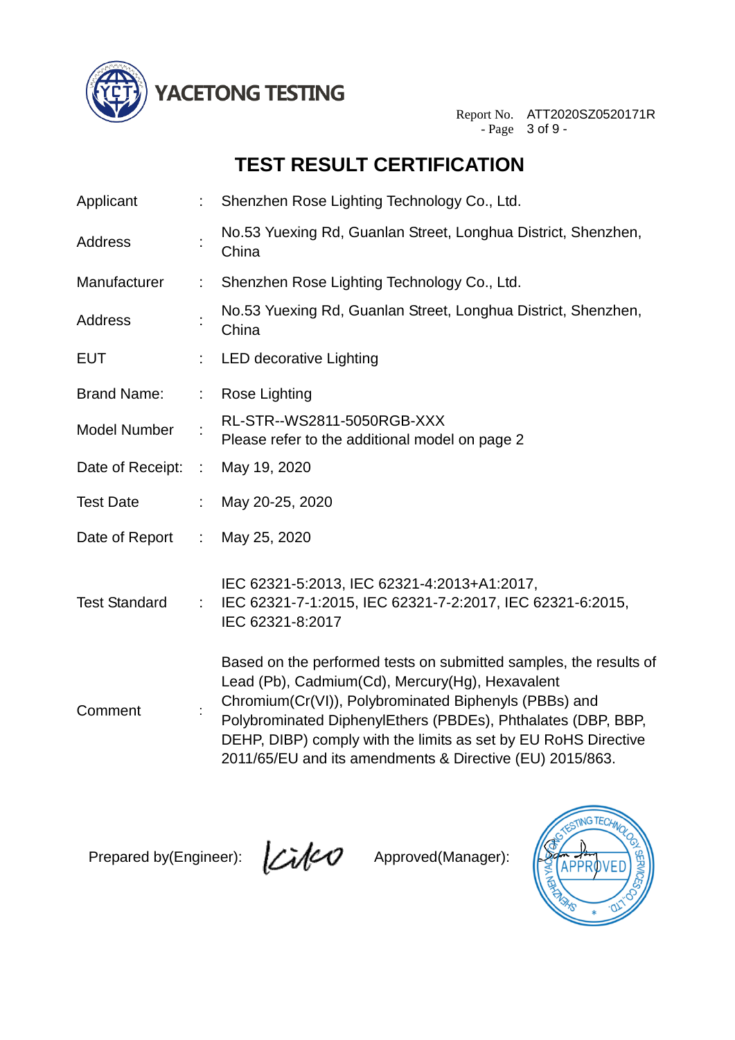# TEST RESULT CERTIFICATION

| | | |
|---|---|---|
| Applicant | : | Shenzhen Rose Lighting Technology Co., Ltd. |
| Address | : | No.53 Yuexing Rd, Guanlan Street, Longhua District, Shenzhen, China |
| Manufacturer | : | Shenzhen Rose Lighting Technology Co., Ltd. |
| Address | : | No.53 Yuexing Rd, Guanlan Street, Longhua District, Shenzhen, China |
| EUT | : | LED decorative Lighting |
| Brand Name: | : | Rose Lighting |
| Model Number | : | RL-STR--WS2811-5050RGB-XXX<br>Please refer to the additional model on page 2 |
| Date of Receipt: | : | May 19, 2020 |
| Test Date | : | May 20-25, 2020 |
| Date of Report | : | May 25, 2020 |
| Test Standard | : | IEC 62321-5:2013, IEC 62321-4:2013+A1:2017, IEC 62321-7-1:2015, IEC 62321-7-2:2017, IEC 62321-6:2015, IEC 62321-8:2017 |
| Comment | : | Based on the performed tests on submitted samples, the results of Lead (Pb), Cadmium(Cd), Mercury(Hg), Hexavalent Chromium(Cr(VI)), Polybrominated Biphenyls (PBBs) and Polybrominated DiphenylEthers (PBDEs), Phthalates (DBP, BBP, DEHP, DIBP) comply with the limits as set by EU RoHS Directive 2011/65/EU and its amendments & Directive (EU) 2015/863. |

Prepared by(Engineer): Kiko          Approved(Manager):

SHENZHEN YACETONG TESTING TECHNOLOGY SERVICES CO.,LTD. APPROVED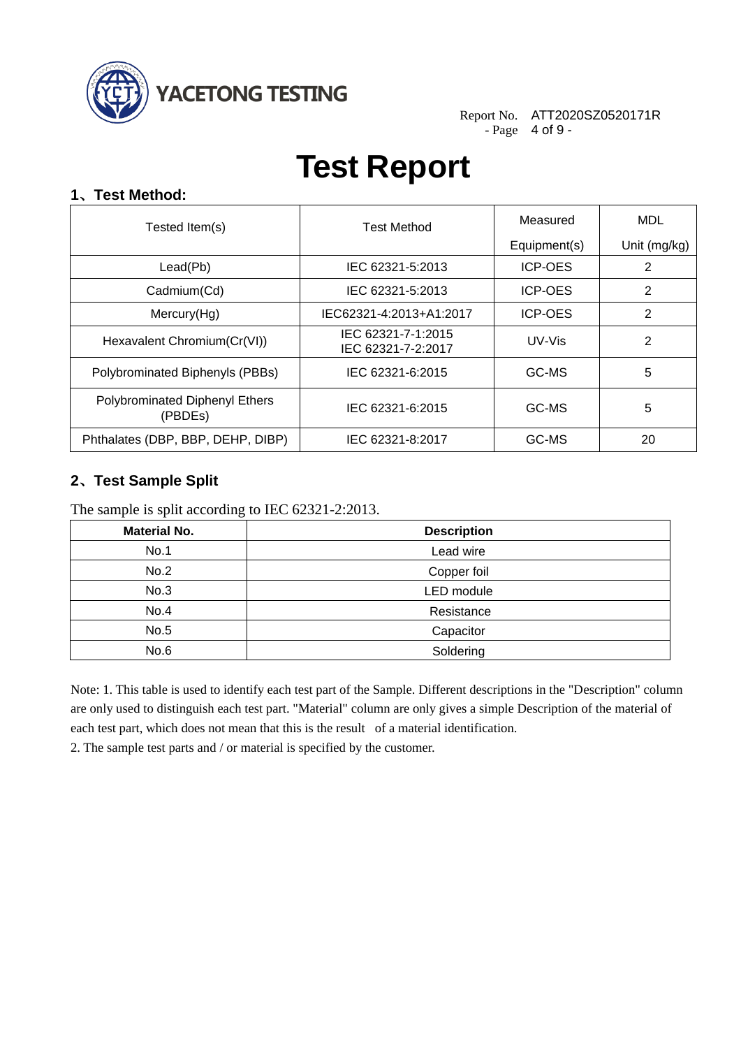# Test Report

## 1、Test Method:

| Tested Item(s) | Test Method | Measured Equipment(s) | MDL Unit (mg/kg) |
|---|---|---|---|
| Lead(Pb) | IEC 62321-5:2013 | ICP-OES | 2 |
| Cadmium(Cd) | IEC 62321-5:2013 | ICP-OES | 2 |
| Mercury(Hg) | IEC62321-4:2013+A1:2017 | ICP-OES | 2 |
| Hexavalent Chromium(Cr(VI)) | IEC 62321-7-1:2015<br>IEC 62321-7-2:2017 | UV-Vis | 2 |
| Polybrominated Biphenyls (PBBs) | IEC 62321-6:2015 | GC-MS | 5 |
| Polybrominated Diphenyl Ethers (PBDEs) | IEC 62321-6:2015 | GC-MS | 5 |
| Phthalates (DBP, BBP, DEHP, DIBP) | IEC 62321-8:2017 | GC-MS | 20 |

## 2、Test Sample Split

The sample is split according to IEC 62321-2:2013.

| Material No. | Description |
|---|---|
| No.1 | Lead wire |
| No.2 | Copper foil |
| No.3 | LED module |
| No.4 | Resistance |
| No.5 | Capacitor |
| No.6 | Soldering |

Note: 1. This table is used to identify each test part of the Sample. Different descriptions in the "Description" column are only used to distinguish each test part. "Material" column are only gives a simple Description of the material of each test part, which does not mean that this is the result of a material identification.

2. The sample test parts and / or material is specified by the customer.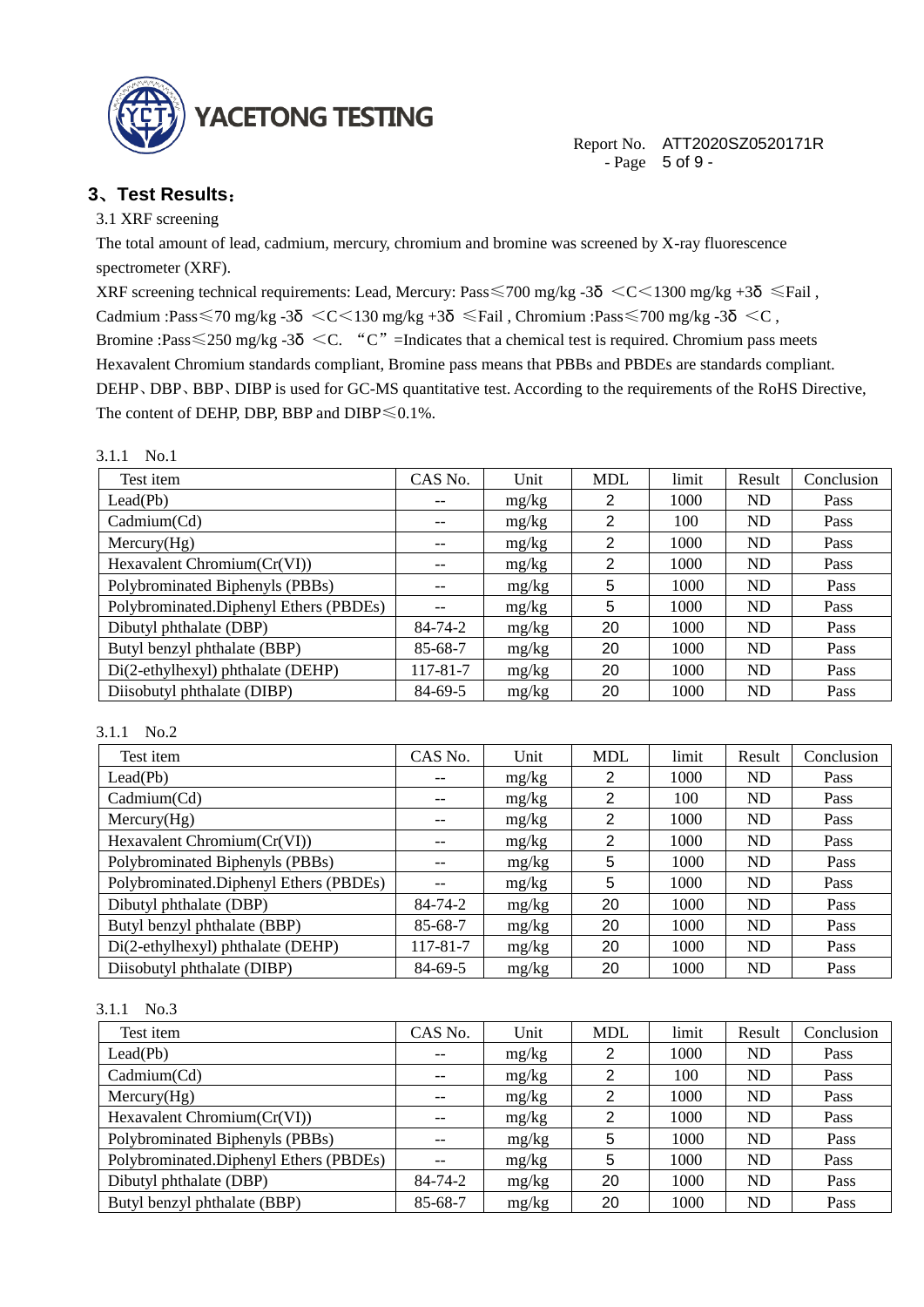## 3、Test Results：

3.1 XRF screening

The total amount of lead, cadmium, mercury, chromium and bromine was screened by X-ray fluorescence spectrometer (XRF).

XRF screening technical requirements: Lead, Mercury: Pass≤700 mg/kg -3δ <C<1300 mg/kg +3δ ≤Fail , Cadmium :Pass≤70 mg/kg -3δ <C<130 mg/kg +3δ ≤Fail , Chromium :Pass≤700 mg/kg -3δ <C , Bromine :Pass≤250 mg/kg -3δ <C. "C" =Indicates that a chemical test is required. Chromium pass meets Hexavalent Chromium standards compliant, Bromine pass means that PBBs and PBDEs are standards compliant. DEHP、DBP、BBP、DIBP is used for GC-MS quantitative test. According to the requirements of the RoHS Directive, The content of DEHP, DBP, BBP and DIBP≤0.1%.

3.1.1 No.1

| Test item | CAS No. | Unit | MDL | limit | Result | Conclusion |
|---|---|---|---|---|---|---|
| Lead(Pb) | -- | mg/kg | 2 | 1000 | ND | Pass |
| Cadmium(Cd) | -- | mg/kg | 2 | 100 | ND | Pass |
| Mercury(Hg) | -- | mg/kg | 2 | 1000 | ND | Pass |
| Hexavalent Chromium(Cr(VI)) | -- | mg/kg | 2 | 1000 | ND | Pass |
| Polybrominated Biphenyls (PBBs) | -- | mg/kg | 5 | 1000 | ND | Pass |
| Polybrominated.Diphenyl Ethers (PBDEs) | -- | mg/kg | 5 | 1000 | ND | Pass |
| Dibutyl phthalate (DBP) | 84-74-2 | mg/kg | 20 | 1000 | ND | Pass |
| Butyl benzyl phthalate (BBP) | 85-68-7 | mg/kg | 20 | 1000 | ND | Pass |
| Di(2-ethylhexyl) phthalate (DEHP) | 117-81-7 | mg/kg | 20 | 1000 | ND | Pass |
| Diisobutyl phthalate (DIBP) | 84-69-5 | mg/kg | 20 | 1000 | ND | Pass |

3.1.1 No.2

| Test item | CAS No. | Unit | MDL | limit | Result | Conclusion |
|---|---|---|---|---|---|---|
| Lead(Pb) | -- | mg/kg | 2 | 1000 | ND | Pass |
| Cadmium(Cd) | -- | mg/kg | 2 | 100 | ND | Pass |
| Mercury(Hg) | -- | mg/kg | 2 | 1000 | ND | Pass |
| Hexavalent Chromium(Cr(VI)) | -- | mg/kg | 2 | 1000 | ND | Pass |
| Polybrominated Biphenyls (PBBs) | -- | mg/kg | 5 | 1000 | ND | Pass |
| Polybrominated.Diphenyl Ethers (PBDEs) | -- | mg/kg | 5 | 1000 | ND | Pass |
| Dibutyl phthalate (DBP) | 84-74-2 | mg/kg | 20 | 1000 | ND | Pass |
| Butyl benzyl phthalate (BBP) | 85-68-7 | mg/kg | 20 | 1000 | ND | Pass |
| Di(2-ethylhexyl) phthalate (DEHP) | 117-81-7 | mg/kg | 20 | 1000 | ND | Pass |
| Diisobutyl phthalate (DIBP) | 84-69-5 | mg/kg | 20 | 1000 | ND | Pass |

3.1.1 No.3

| Test item | CAS No. | Unit | MDL | limit | Result | Conclusion |
|---|---|---|---|---|---|---|
| Lead(Pb) | -- | mg/kg | 2 | 1000 | ND | Pass |
| Cadmium(Cd) | -- | mg/kg | 2 | 100 | ND | Pass |
| Mercury(Hg) | -- | mg/kg | 2 | 1000 | ND | Pass |
| Hexavalent Chromium(Cr(VI)) | -- | mg/kg | 2 | 1000 | ND | Pass |
| Polybrominated Biphenyls (PBBs) | -- | mg/kg | 5 | 1000 | ND | Pass |
| Polybrominated.Diphenyl Ethers (PBDEs) | -- | mg/kg | 5 | 1000 | ND | Pass |
| Dibutyl phthalate (DBP) | 84-74-2 | mg/kg | 20 | 1000 | ND | Pass |
| Butyl benzyl phthalate (BBP) | 85-68-7 | mg/kg | 20 | 1000 | ND | Pass |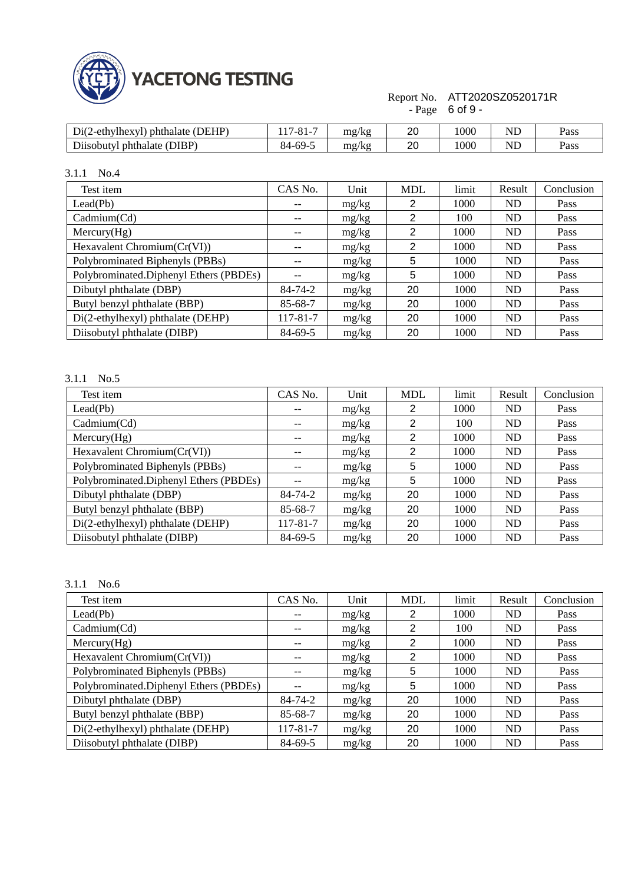| Di(2-ethylhexyl) phthalate (DEHP) | 117-81-7 | mg/kg | 20 | 1000 | ND | Pass |
|---|---|---|---|---|---|---|
| Diisobutyl phthalate (DIBP) | 84-69-5 | mg/kg | 20 | 1000 | ND | Pass |

3.1.1 No.4

| Test item | CAS No. | Unit | MDL | limit | Result | Conclusion |
|---|---|---|---|---|---|---|
| Lead(Pb) | -- | mg/kg | 2 | 1000 | ND | Pass |
| Cadmium(Cd) | -- | mg/kg | 2 | 100 | ND | Pass |
| Mercury(Hg) | -- | mg/kg | 2 | 1000 | ND | Pass |
| Hexavalent Chromium(Cr(VI)) | -- | mg/kg | 2 | 1000 | ND | Pass |
| Polybrominated Biphenyls (PBBs) | -- | mg/kg | 5 | 1000 | ND | Pass |
| Polybrominated.Diphenyl Ethers (PBDEs) | -- | mg/kg | 5 | 1000 | ND | Pass |
| Dibutyl phthalate (DBP) | 84-74-2 | mg/kg | 20 | 1000 | ND | Pass |
| Butyl benzyl phthalate (BBP) | 85-68-7 | mg/kg | 20 | 1000 | ND | Pass |
| Di(2-ethylhexyl) phthalate (DEHP) | 117-81-7 | mg/kg | 20 | 1000 | ND | Pass |
| Diisobutyl phthalate (DIBP) | 84-69-5 | mg/kg | 20 | 1000 | ND | Pass |

3.1.1 No.5

| Test item | CAS No. | Unit | MDL | limit | Result | Conclusion |
|---|---|---|---|---|---|---|
| Lead(Pb) | -- | mg/kg | 2 | 1000 | ND | Pass |
| Cadmium(Cd) | -- | mg/kg | 2 | 100 | ND | Pass |
| Mercury(Hg) | -- | mg/kg | 2 | 1000 | ND | Pass |
| Hexavalent Chromium(Cr(VI)) | -- | mg/kg | 2 | 1000 | ND | Pass |
| Polybrominated Biphenyls (PBBs) | -- | mg/kg | 5 | 1000 | ND | Pass |
| Polybrominated.Diphenyl Ethers (PBDEs) | -- | mg/kg | 5 | 1000 | ND | Pass |
| Dibutyl phthalate (DBP) | 84-74-2 | mg/kg | 20 | 1000 | ND | Pass |
| Butyl benzyl phthalate (BBP) | 85-68-7 | mg/kg | 20 | 1000 | ND | Pass |
| Di(2-ethylhexyl) phthalate (DEHP) | 117-81-7 | mg/kg | 20 | 1000 | ND | Pass |
| Diisobutyl phthalate (DIBP) | 84-69-5 | mg/kg | 20 | 1000 | ND | Pass |

3.1.1 No.6

| Test item | CAS No. | Unit | MDL | limit | Result | Conclusion |
|---|---|---|---|---|---|---|
| Lead(Pb) | -- | mg/kg | 2 | 1000 | ND | Pass |
| Cadmium(Cd) | -- | mg/kg | 2 | 100 | ND | Pass |
| Mercury(Hg) | -- | mg/kg | 2 | 1000 | ND | Pass |
| Hexavalent Chromium(Cr(VI)) | -- | mg/kg | 2 | 1000 | ND | Pass |
| Polybrominated Biphenyls (PBBs) | -- | mg/kg | 5 | 1000 | ND | Pass |
| Polybrominated.Diphenyl Ethers (PBDEs) | -- | mg/kg | 5 | 1000 | ND | Pass |
| Dibutyl phthalate (DBP) | 84-74-2 | mg/kg | 20 | 1000 | ND | Pass |
| Butyl benzyl phthalate (BBP) | 85-68-7 | mg/kg | 20 | 1000 | ND | Pass |
| Di(2-ethylhexyl) phthalate (DEHP) | 117-81-7 | mg/kg | 20 | 1000 | ND | Pass |
| Diisobutyl phthalate (DIBP) | 84-69-5 | mg/kg | 20 | 1000 | ND | Pass |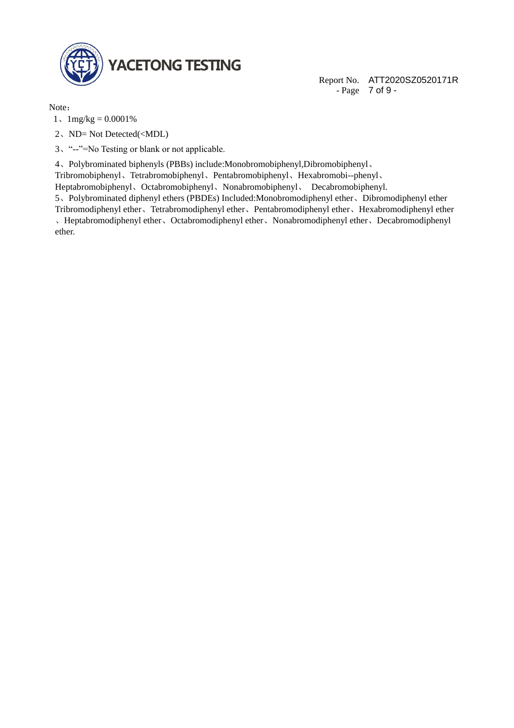Note：

1、1mg/kg = 0.0001%

2、ND= Not Detected(<MDL)

3、“--”=No Testing or blank or not applicable.

4、Polybrominated biphenyls (PBBs) include:Monobromobiphenyl,Dibromobiphenyl、Tribromobiphenyl、Tetrabromobiphenyl、Pentabromobiphenyl、Hexabromobi--phenyl、Heptabromobiphenyl、Octabromobiphenyl、Nonabromobiphenyl、 Decabromobiphenyl.

5、Polybrominated diphenyl ethers (PBDEs) Included:Monobromodiphenyl ether、Dibromodiphenyl ether Tribromodiphenyl ether、Tetrabromodiphenyl ether、Pentabromodiphenyl ether、Hexabromodiphenyl ether、Heptabromodiphenyl ether、Octabromodiphenyl ether、Nonabromodiphenyl ether、Decabromodiphenyl ether.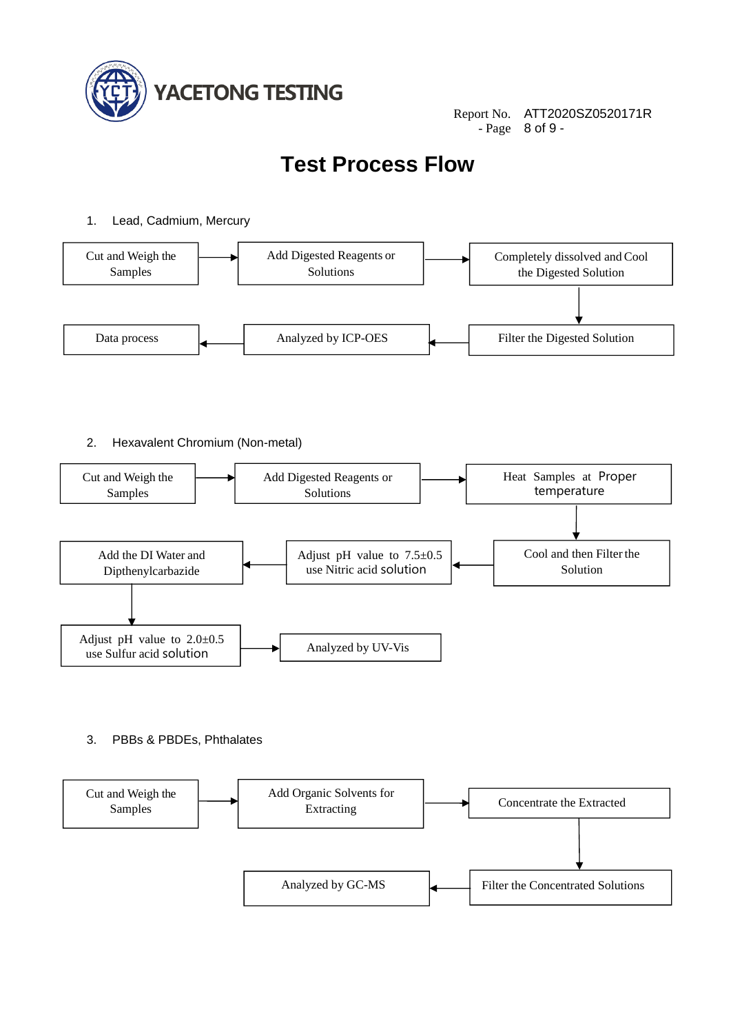# Test Process Flow

1. Lead, Cadmium, Mercury

Cut and Weigh the Samples → Add Digested Reagents or Solutions → Completely dissolved and Cool the Digested Solution → Filter the Digested Solution → Analyzed by ICP-OES → Data process

2. Hexavalent Chromium (Non-metal)

Cut and Weigh the Samples → Add Digested Reagents or Solutions → Heat Samples at Proper temperature → Cool and then Filter the Solution → Adjust pH value to 7.5±0.5 use Nitric acid solution → Add the DI Water and Dipthenylcarbazide → Adjust pH value to 2.0±0.5 use Sulfur acid solution → Analyzed by UV-Vis

3. PBBs & PBDEs, Phthalates

Cut and Weigh the Samples → Add Organic Solvents for Extracting → Concentrate the Extracted → Filter the Concentrated Solutions → Analyzed by GC-MS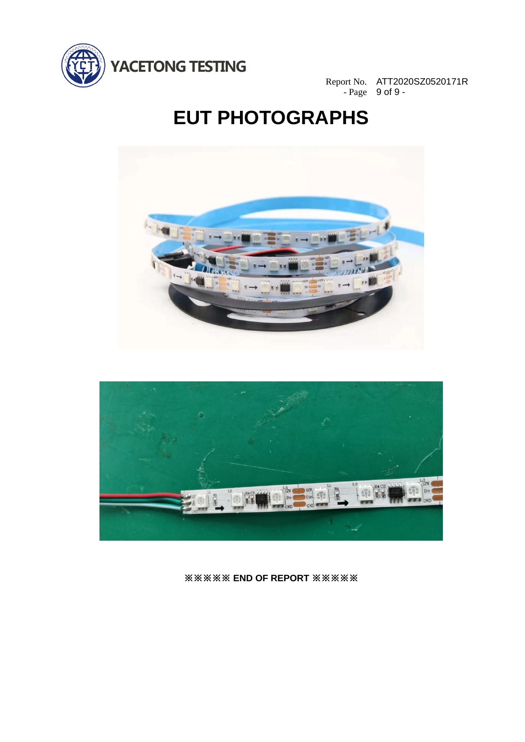# EUT PHOTOGRAPHS

※※※※※ END OF REPORT ※※※※※